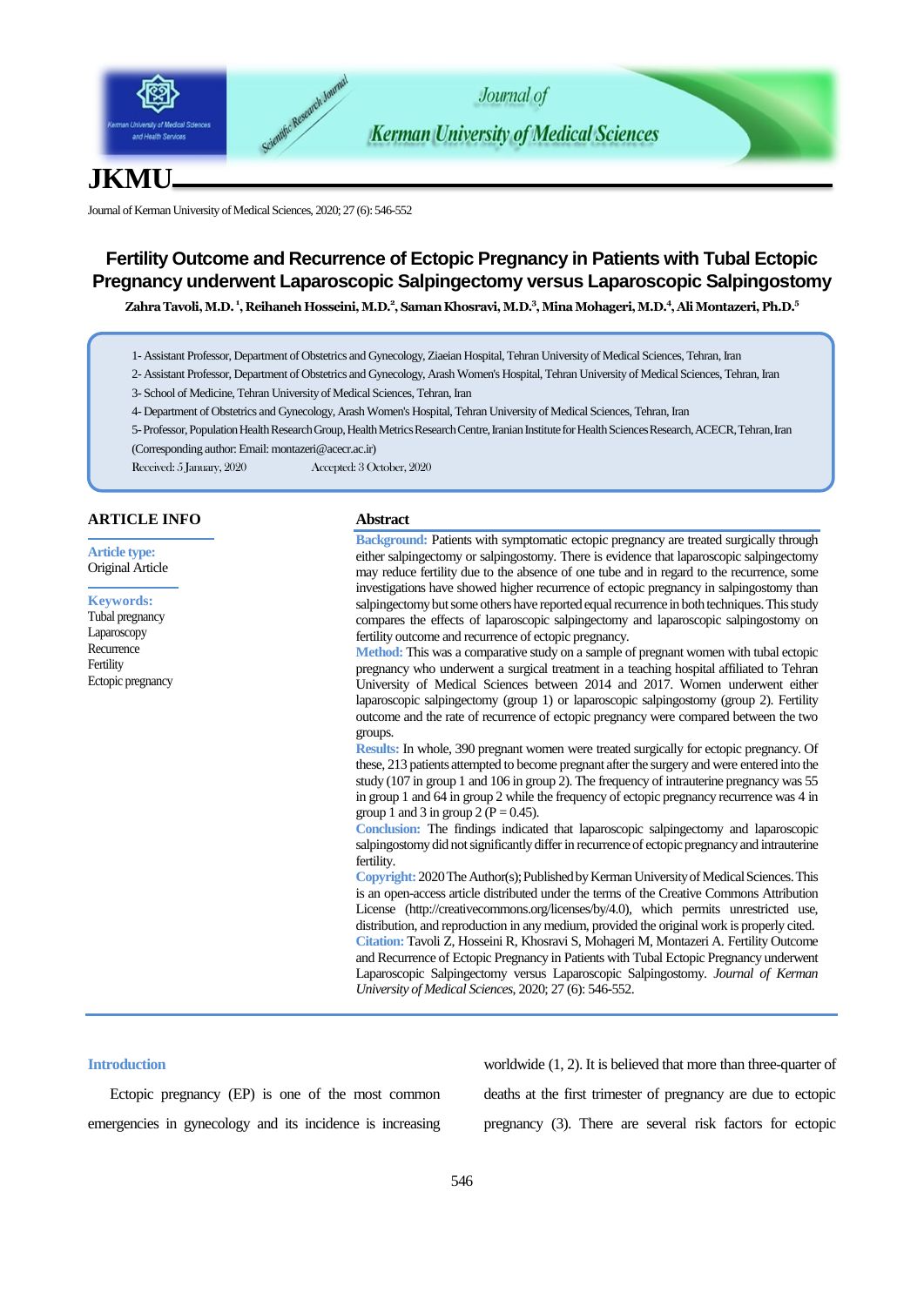# Fertility Outcome and Recurrence of Ectopic Pregnancy in Patients with Tubal Ectopic Pregnancy underwent Laparoscopic Salpingectomy versus Laparoscopic Salpingostomy

**Zahra Tavoli, M.D.[1], Reihaneh Hosseini, M.D.[2], Saman Khosravi, M.D.[3], Mina Mohageri, M.D.[4], Ali Montazeri, Ph.D.[5]**

1- Assistant Professor, Department of Obstetrics and Gynecology, Ziaeian Hospital, Tehran University of Medical Sciences, Tehran, Iran
2- Assistant Professor, Department of Obstetrics and Gynecology, Arash Women's Hospital, Tehran University of Medical Sciences, Tehran, Iran
3- School of Medicine, Tehran University of Medical Sciences, Tehran, Iran
4- Department of Obstetrics and Gynecology, Arash Women's Hospital, Tehran University of Medical Sciences, Tehran, Iran
5- Professor, Population Health Research Group, Health Metrics Research Centre, Iranian Institute for Health Sciences Research, ACECR, Tehran, Iran
(Corresponding author: Email: montazeri@acecr.ac.ir)

Received: 5 January, 2020 Accepted: 3 October, 2020

## ARTICLE INFO

**Article type:**
Original Article

**Keywords:**
Tubal pregnancy
Laparoscopy
Recurrence
Fertility
Ectopic pregnancy

## Abstract

**Background:** Patients with symptomatic ectopic pregnancy are treated surgically through either salpingectomy or salpingostomy. There is evidence that laparoscopic salpingectomy may reduce fertility due to the absence of one tube and in regard to the recurrence, some investigations have showed higher recurrence of ectopic pregnancy in salpingostomy than salpingectomy but some others have reported equal recurrence in both techniques. This study compares the effects of laparoscopic salpingectomy and laparoscopic salpingostomy on fertility outcome and recurrence of ectopic pregnancy.

**Method:** This was a comparative study on a sample of pregnant women with tubal ectopic pregnancy who underwent a surgical treatment in a teaching hospital affiliated to Tehran University of Medical Sciences between 2014 and 2017. Women underwent either laparoscopic salpingectomy (group 1) or laparoscopic salpingostomy (group 2). Fertility outcome and the rate of recurrence of ectopic pregnancy were compared between the two groups.

**Results:** In whole, 390 pregnant women were treated surgically for ectopic pregnancy. Of these, 213 patients attempted to become pregnant after the surgery and were entered into the study (107 in group 1 and 106 in group 2). The frequency of intrauterine pregnancy was 55 in group 1 and 64 in group 2 while the frequency of ectopic pregnancy recurrence was 4 in group 1 and 3 in group 2 ($P = 0.45$).

**Conclusion:** The findings indicated that laparoscopic salpingectomy and laparoscopic salpingostomy did not significantly differ in recurrence of ectopic pregnancy and intrauterine fertility.

**Copyright:** 2020 The Author(s); Published by Kerman University of Medical Sciences. This is an open-access article distributed under the terms of the Creative Commons Attribution License (http://creativecommons.org/licenses/by/4.0), which permits unrestricted use, distribution, and reproduction in any medium, provided the original work is properly cited.

**Citation:** Tavoli Z, Hosseini R, Khosravi S, Mohageri M, Montazeri A. Fertility Outcome and Recurrence of Ectopic Pregnancy in Patients with Tubal Ectopic Pregnancy underwent Laparoscopic Salpingectomy versus Laparoscopic Salpingostomy. *Journal of Kerman University of Medical Sciences*, 2020; 27 (6): 546-552.

## Introduction

Ectopic pregnancy (EP) is one of the most common emergencies in gynecology and its incidence is increasing worldwide (1, 2). It is believed that more than three-quarter of deaths at the first trimester of pregnancy are due to ectopic pregnancy (3). There are several risk factors for ectopic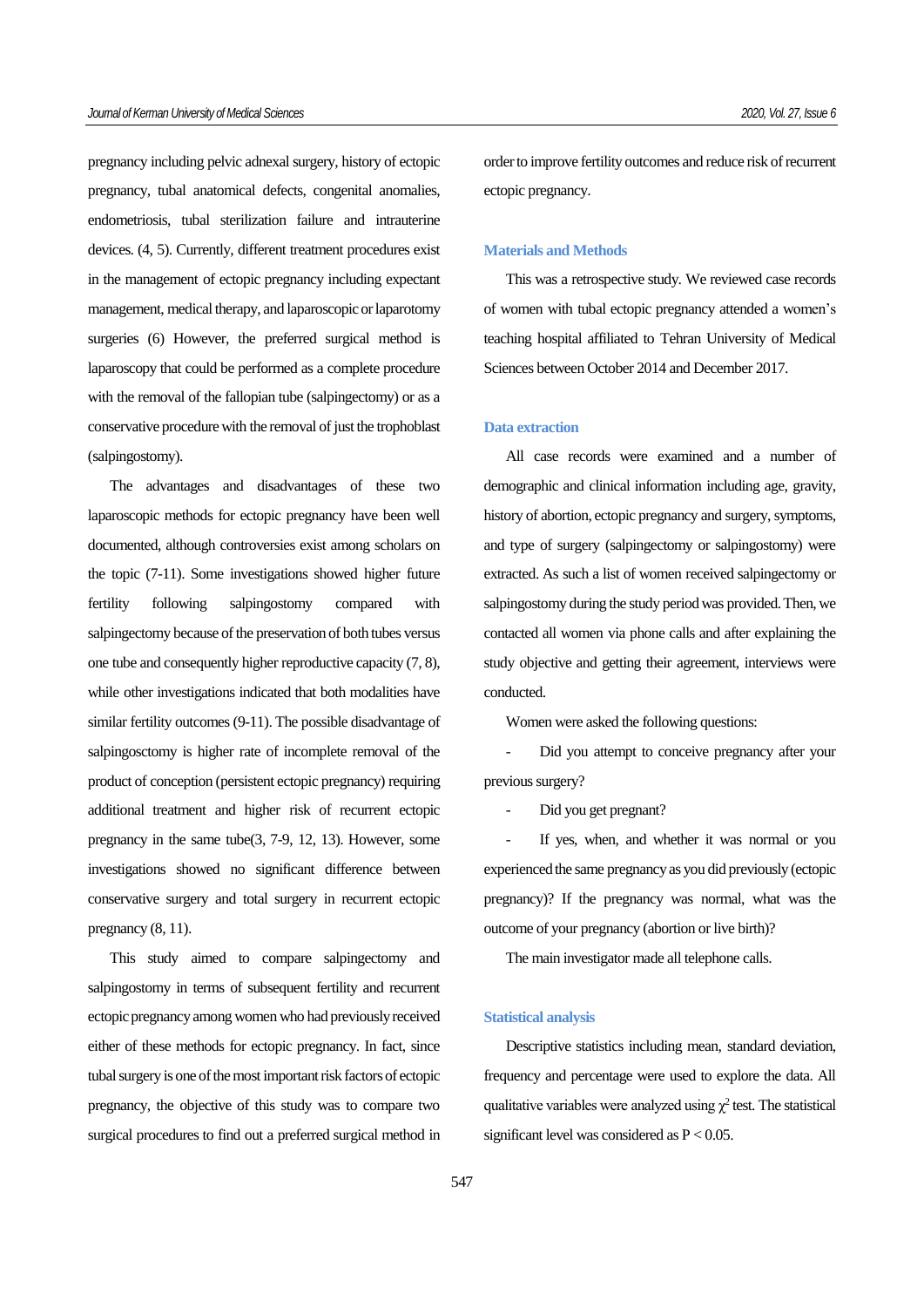pregnancy including pelvic adnexal surgery, history of ectopic pregnancy, tubal anatomical defects, congenital anomalies, endometriosis, tubal sterilization failure and intrauterine devices. (4, 5). Currently, different treatment procedures exist in the management of ectopic pregnancy including expectant management, medical therapy, and laparoscopic or laparotomy surgeries (6) However, the preferred surgical method is laparoscopy that could be performed as a complete procedure with the removal of the fallopian tube (salpingectomy) or as a conservative procedure with the removal of just the trophoblast (salpingostomy).

The advantages and disadvantages of these two laparoscopic methods for ectopic pregnancy have been well documented, although controversies exist among scholars on the topic (7-11). Some investigations showed higher future fertility following salpingostomy compared with salpingectomy because of the preservation of both tubes versus one tube and consequently higher reproductive capacity (7, 8), while other investigations indicated that both modalities have similar fertility outcomes (9-11). The possible disadvantage of salpingosctomy is higher rate of incomplete removal of the product of conception (persistent ectopic pregnancy) requiring additional treatment and higher risk of recurrent ectopic pregnancy in the same tube(3, 7-9, 12, 13). However, some investigations showed no significant difference between conservative surgery and total surgery in recurrent ectopic pregnancy (8, 11).

This study aimed to compare salpingectomy and salpingostomy in terms of subsequent fertility and recurrent ectopic pregnancy among women who had previously received either of these methods for ectopic pregnancy. In fact, since tubal surgery is one of the most important risk factors of ectopic pregnancy, the objective of this study was to compare two surgical procedures to find out a preferred surgical method in order to improve fertility outcomes and reduce risk of recurrent ectopic pregnancy.

## Materials and Methods

This was a retrospective study. We reviewed case records of women with tubal ectopic pregnancy attended a women's teaching hospital affiliated to Tehran University of Medical Sciences between October 2014 and December 2017.

### Data extraction

All case records were examined and a number of demographic and clinical information including age, gravity, history of abortion, ectopic pregnancy and surgery, symptoms, and type of surgery (salpingectomy or salpingostomy) were extracted. As such a list of women received salpingectomy or salpingostomy during the study period was provided. Then, we contacted all women via phone calls and after explaining the study objective and getting their agreement, interviews were conducted.

Women were asked the following questions:

- Did you attempt to conceive pregnancy after your previous surgery?
- Did you get pregnant?
- If yes, when, and whether it was normal or you experienced the same pregnancy as you did previously (ectopic pregnancy)? If the pregnancy was normal, what was the outcome of your pregnancy (abortion or live birth)?

The main investigator made all telephone calls.

### Statistical analysis

Descriptive statistics including mean, standard deviation, frequency and percentage were used to explore the data. All qualitative variables were analyzed using $\chi^2$ test. The statistical significant level was considered as $P < 0.05$.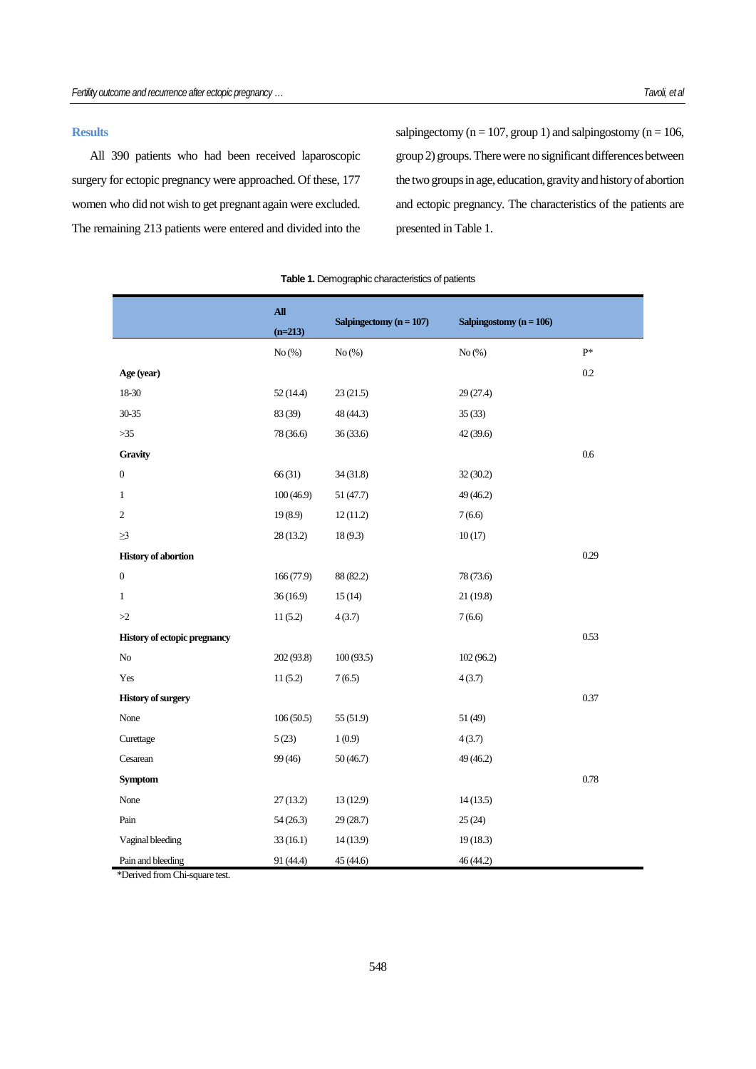## Results

All 390 patients who had been received laparoscopic surgery for ectopic pregnancy were approached. Of these, 177 women who did not wish to get pregnant again were excluded. The remaining 213 patients were entered and divided into the salpingectomy (n = 107, group 1) and salpingostomy (n = 106, group 2) groups. There were no significant differences between the two groups in age, education, gravity and history of abortion and ectopic pregnancy. The characteristics of the patients are presented in Table 1.

**Table 1.** Demographic characteristics of patients

| | All (n=213) | Salpingectomy (n = 107) | Salpingostomy (n = 106) | |
|---|---|---|---|---|
| | No (%) | No (%) | No (%) | P* |
| **Age (year)** | | | | 0.2 |
| 18-30 | 52 (14.4) | 23 (21.5) | 29 (27.4) | |
| 30-35 | 83 (39) | 48 (44.3) | 35 (33) | |
| >35 | 78 (36.6) | 36 (33.6) | 42 (39.6) | |
| **Gravity** | | | | 0.6 |
| 0 | 66 (31) | 34 (31.8) | 32 (30.2) | |
| 1 | 100 (46.9) | 51 (47.7) | 49 (46.2) | |
| 2 | 19 (8.9) | 12 (11.2) | 7 (6.6) | |
| ≥3 | 28 (13.2) | 18 (9.3) | 10 (17) | |
| **History of abortion** | | | | 0.29 |
| 0 | 166 (77.9) | 88 (82.2) | 78 (73.6) | |
| 1 | 36 (16.9) | 15 (14) | 21 (19.8) | |
| >2 | 11 (5.2) | 4 (3.7) | 7 (6.6) | |
| **History of ectopic pregnancy** | | | | 0.53 |
| No | 202 (93.8) | 100 (93.5) | 102 (96.2) | |
| Yes | 11 (5.2) | 7 (6.5) | 4 (3.7) | |
| **History of surgery** | | | | 0.37 |
| None | 106 (50.5) | 55 (51.9) | 51 (49) | |
| Curettage | 5 (23) | 1 (0.9) | 4 (3.7) | |
| Cesarean | 99 (46) | 50 (46.7) | 49 (46.2) | |
| **Symptom** | | | | 0.78 |
| None | 27 (13.2) | 13 (12.9) | 14 (13.5) | |
| Pain | 54 (26.3) | 29 (28.7) | 25 (24) | |
| Vaginal bleeding | 33 (16.1) | 14 (13.9) | 19 (18.3) | |
| Pain and bleeding | 91 (44.4) | 45 (44.6) | 46 (44.2) | |

*Derived from Chi-square test.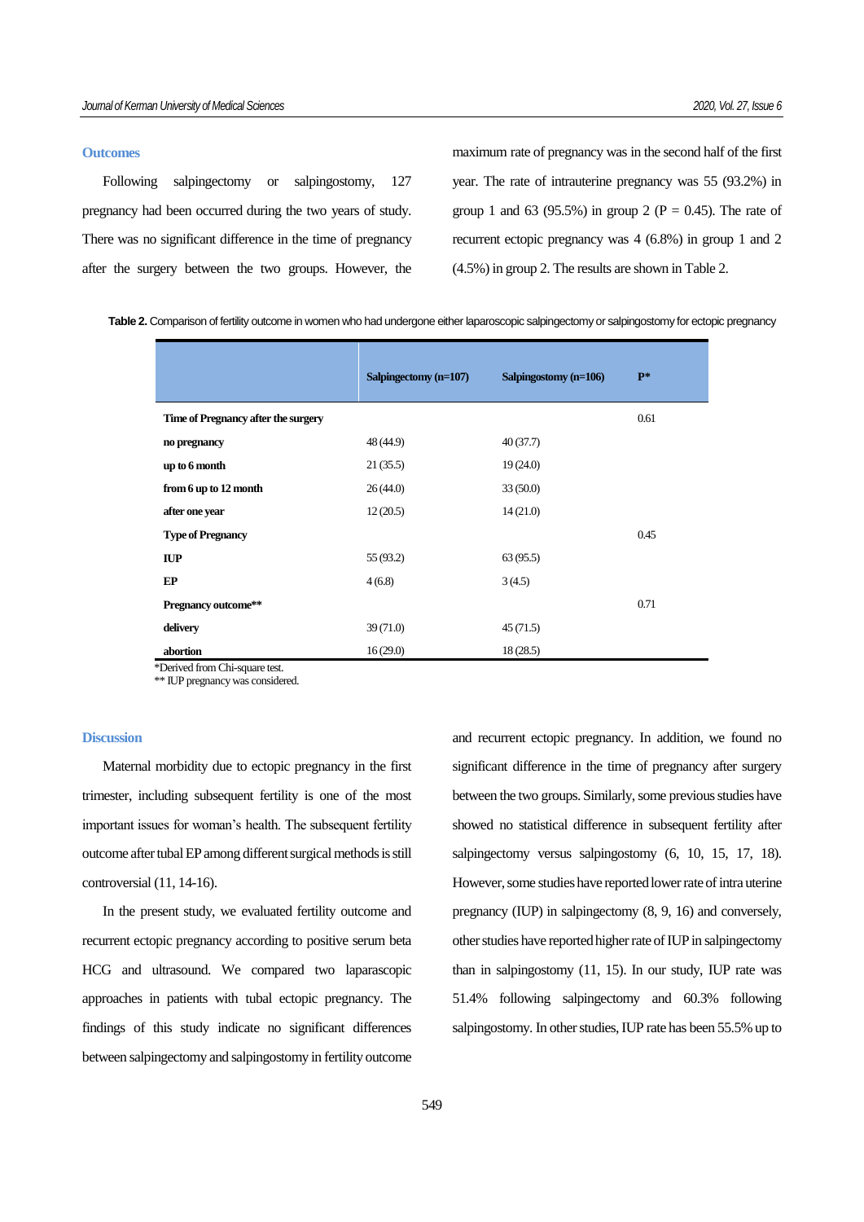### Outcomes

Following salpingectomy or salpingostomy, 127 pregnancy had been occurred during the two years of study. There was no significant difference in the time of pregnancy after the surgery between the two groups. However, the maximum rate of pregnancy was in the second half of the first year. The rate of intrauterine pregnancy was 55 (93.2%) in group 1 and 63 (95.5%) in group 2 (P = 0.45). The rate of recurrent ectopic pregnancy was 4 (6.8%) in group 1 and 2 (4.5%) in group 2. The results are shown in Table 2.

**Table 2.** Comparison of fertility outcome in women who had undergone either laparoscopic salpingectomy or salpingostomy for ectopic pregnancy

| | Salpingectomy (n=107) | Salpingostomy (n=106) | P* |
|---|---|---|---|
| **Time of Pregnancy after the surgery** | | | 0.61 |
| **no pregnancy** | 48 (44.9) | 40 (37.7) | |
| **up to 6 month** | 21 (35.5) | 19 (24.0) | |
| **from 6 up to 12 month** | 26 (44.0) | 33 (50.0) | |
| **after one year** | 12 (20.5) | 14 (21.0) | |
| **Type of Pregnancy** | | | 0.45 |
| **IUP** | 55 (93.2) | 63 (95.5) | |
| **EP** | 4 (6.8) | 3 (4.5) | |
| **Pregnancy outcome**** | | | 0.71 |
| **delivery** | 39 (71.0) | 45 (71.5) | |
| **abortion** | 16 (29.0) | 18 (28.5) | |

*Derived from Chi-square test.
** IUP pregnancy was considered.

### Discussion

Maternal morbidity due to ectopic pregnancy in the first trimester, including subsequent fertility is one of the most important issues for woman's health. The subsequent fertility outcome after tubal EP among different surgical methods is still controversial (11, 14-16).

In the present study, we evaluated fertility outcome and recurrent ectopic pregnancy according to positive serum beta HCG and ultrasound. We compared two laparascopic approaches in patients with tubal ectopic pregnancy. The findings of this study indicate no significant differences between salpingectomy and salpingostomy in fertility outcome and recurrent ectopic pregnancy. In addition, we found no significant difference in the time of pregnancy after surgery between the two groups. Similarly, some previous studies have showed no statistical difference in subsequent fertility after salpingectomy versus salpingostomy (6, 10, 15, 17, 18). However, some studies have reported lower rate of intra uterine pregnancy (IUP) in salpingectomy (8, 9, 16) and conversely, other studies have reported higher rate of IUP in salpingectomy than in salpingostomy (11, 15). In our study, IUP rate was 51.4% following salpingectomy and 60.3% following salpingostomy. In other studies, IUP rate has been 55.5% up to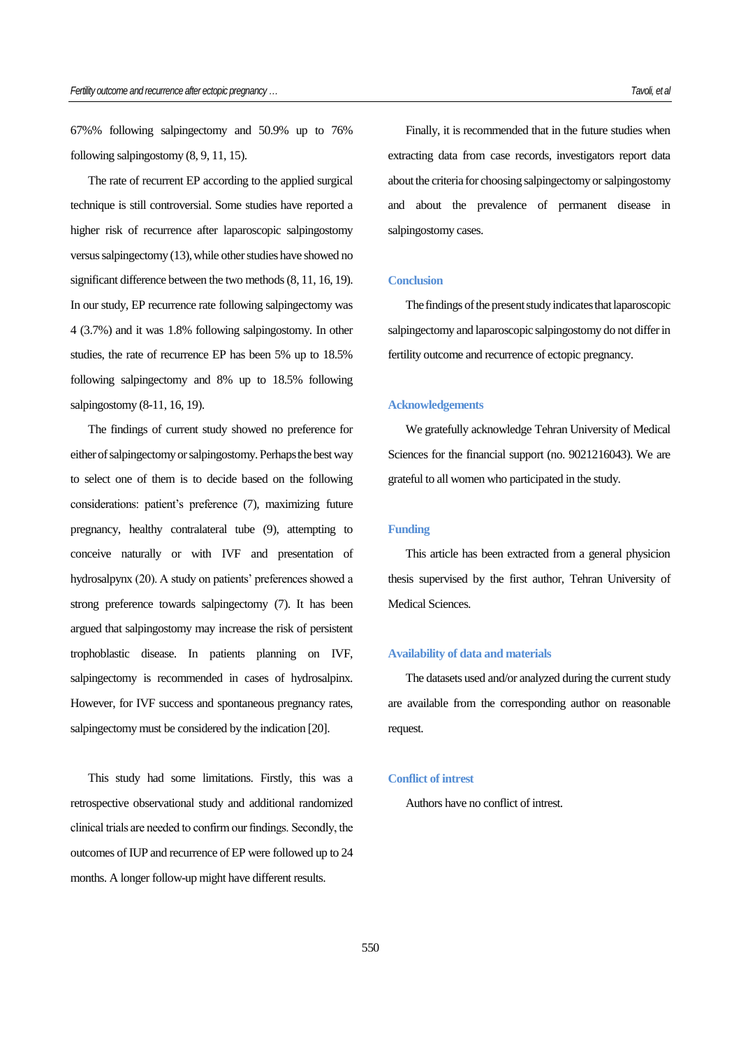67%% following salpingectomy and 50.9% up to 76% following salpingostomy (8, 9, 11, 15).

The rate of recurrent EP according to the applied surgical technique is still controversial. Some studies have reported a higher risk of recurrence after laparoscopic salpingostomy versus salpingectomy (13), while other studies have showed no significant difference between the two methods (8, 11, 16, 19). In our study, EP recurrence rate following salpingectomy was 4 (3.7%) and it was 1.8% following salpingostomy. In other studies, the rate of recurrence EP has been 5% up to 18.5% following salpingectomy and 8% up to 18.5% following salpingostomy (8-11, 16, 19).

The findings of current study showed no preference for either of salpingectomy or salpingostomy. Perhaps the best way to select one of them is to decide based on the following considerations: patient's preference (7), maximizing future pregnancy, healthy contralateral tube (9), attempting to conceive naturally or with IVF and presentation of hydrosalpynx (20). A study on patients' preferences showed a strong preference towards salpingectomy (7). It has been argued that salpingostomy may increase the risk of persistent trophoblastic disease. In patients planning on IVF, salpingectomy is recommended in cases of hydrosalpinx. However, for IVF success and spontaneous pregnancy rates, salpingectomy must be considered by the indication [20].

This study had some limitations. Firstly, this was a retrospective observational study and additional randomized clinical trials are needed to confirm our findings. Secondly, the outcomes of IUP and recurrence of EP were followed up to 24 months. A longer follow-up might have different results.

Finally, it is recommended that in the future studies when extracting data from case records, investigators report data about the criteria for choosing salpingectomy or salpingostomy and about the prevalence of permanent disease in salpingostomy cases.

## Conclusion

The findings of the present study indicates that laparoscopic salpingectomy and laparoscopic salpingostomy do not differ in fertility outcome and recurrence of ectopic pregnancy.

## Acknowledgements

We gratefully acknowledge Tehran University of Medical Sciences for the financial support (no. 9021216043). We are grateful to all women who participated in the study.

## Funding

This article has been extracted from a general physicion thesis supervised by the first author, Tehran University of Medical Sciences.

## Availability of data and materials

The datasets used and/or analyzed during the current study are available from the corresponding author on reasonable request.

## Conflict of intrest

Authors have no conflict of intrest.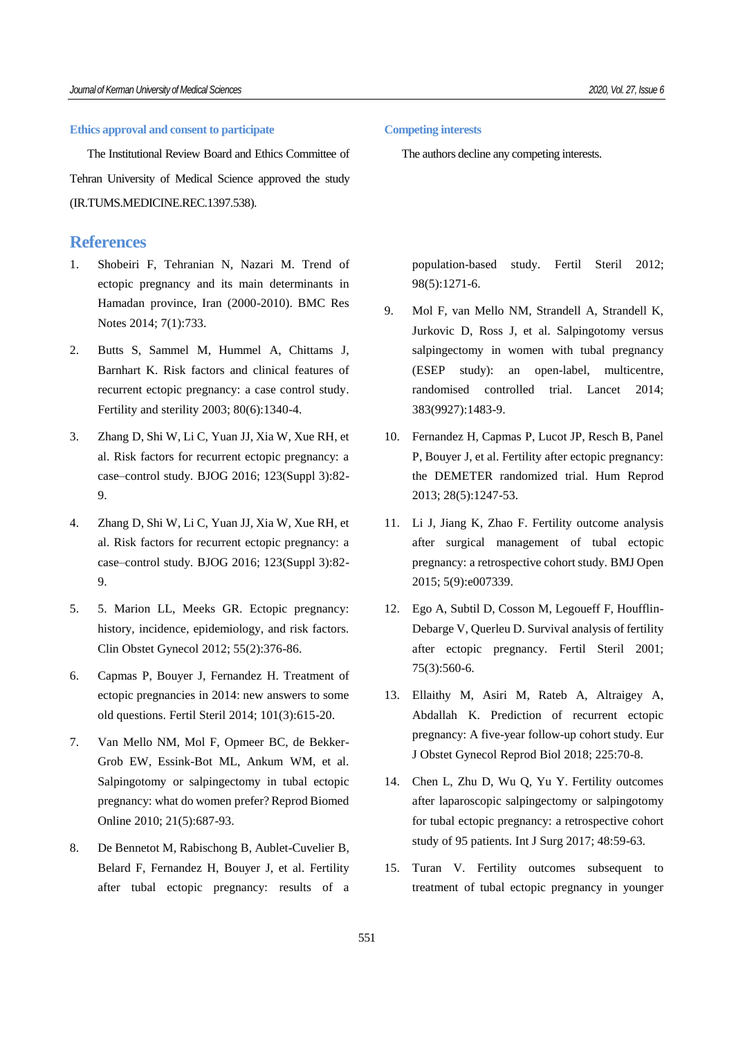### Ethics approval and consent to participate

The Institutional Review Board and Ethics Committee of Tehran University of Medical Science approved the study (IR.TUMS.MEDICINE.REC.1397.538).

### Competing interests

The authors decline any competing interests.

## References

1. Shobeiri F, Tehranian N, Nazari M. Trend of ectopic pregnancy and its main determinants in Hamadan province, Iran (2000-2010). BMC Res Notes 2014; 7(1):733.
2. Butts S, Sammel M, Hummel A, Chittams J, Barnhart K. Risk factors and clinical features of recurrent ectopic pregnancy: a case control study. Fertility and sterility 2003; 80(6):1340-4.
3. Zhang D, Shi W, Li C, Yuan JJ, Xia W, Xue RH, et al. Risk factors for recurrent ectopic pregnancy: a case–control study. BJOG 2016; 123(Suppl 3):82-9.
4. Zhang D, Shi W, Li C, Yuan JJ, Xia W, Xue RH, et al. Risk factors for recurrent ectopic pregnancy: a case–control study. BJOG 2016; 123(Suppl 3):82-9.
5. 5. Marion LL, Meeks GR. Ectopic pregnancy: history, incidence, epidemiology, and risk factors. Clin Obstet Gynecol 2012; 55(2):376-86.
6. Capmas P, Bouyer J, Fernandez H. Treatment of ectopic pregnancies in 2014: new answers to some old questions. Fertil Steril 2014; 101(3):615-20.
7. Van Mello NM, Mol F, Opmeer BC, de Bekker-Grob EW, Essink-Bot ML, Ankum WM, et al. Salpingotomy or salpingectomy in tubal ectopic pregnancy: what do women prefer? Reprod Biomed Online 2010; 21(5):687-93.
8. De Bennetot M, Rabischong B, Aublet-Cuvelier B, Belard F, Fernandez H, Bouyer J, et al. Fertility after tubal ectopic pregnancy: results of a population-based study. Fertil Steril 2012; 98(5):1271-6.
9. Mol F, van Mello NM, Strandell A, Strandell K, Jurkovic D, Ross J, et al. Salpingotomy versus salpingectomy in women with tubal pregnancy (ESEP study): an open-label, multicentre, randomised controlled trial. Lancet 2014; 383(9927):1483-9.
10. Fernandez H, Capmas P, Lucot JP, Resch B, Panel P, Bouyer J, et al. Fertility after ectopic pregnancy: the DEMETER randomized trial. Hum Reprod 2013; 28(5):1247-53.
11. Li J, Jiang K, Zhao F. Fertility outcome analysis after surgical management of tubal ectopic pregnancy: a retrospective cohort study. BMJ Open 2015; 5(9):e007339.
12. Ego A, Subtil D, Cosson M, Legoueff F, Houfflin-Debarge V, Querleu D. Survival analysis of fertility after ectopic pregnancy. Fertil Steril 2001; 75(3):560-6.
13. Ellaithy M, Asiri M, Rateb A, Altraigey A, Abdallah K. Prediction of recurrent ectopic pregnancy: A five-year follow-up cohort study. Eur J Obstet Gynecol Reprod Biol 2018; 225:70-8.
14. Chen L, Zhu D, Wu Q, Yu Y. Fertility outcomes after laparoscopic salpingectomy or salpingotomy for tubal ectopic pregnancy: a retrospective cohort study of 95 patients. Int J Surg 2017; 48:59-63.
15. Turan V. Fertility outcomes subsequent to treatment of tubal ectopic pregnancy in younger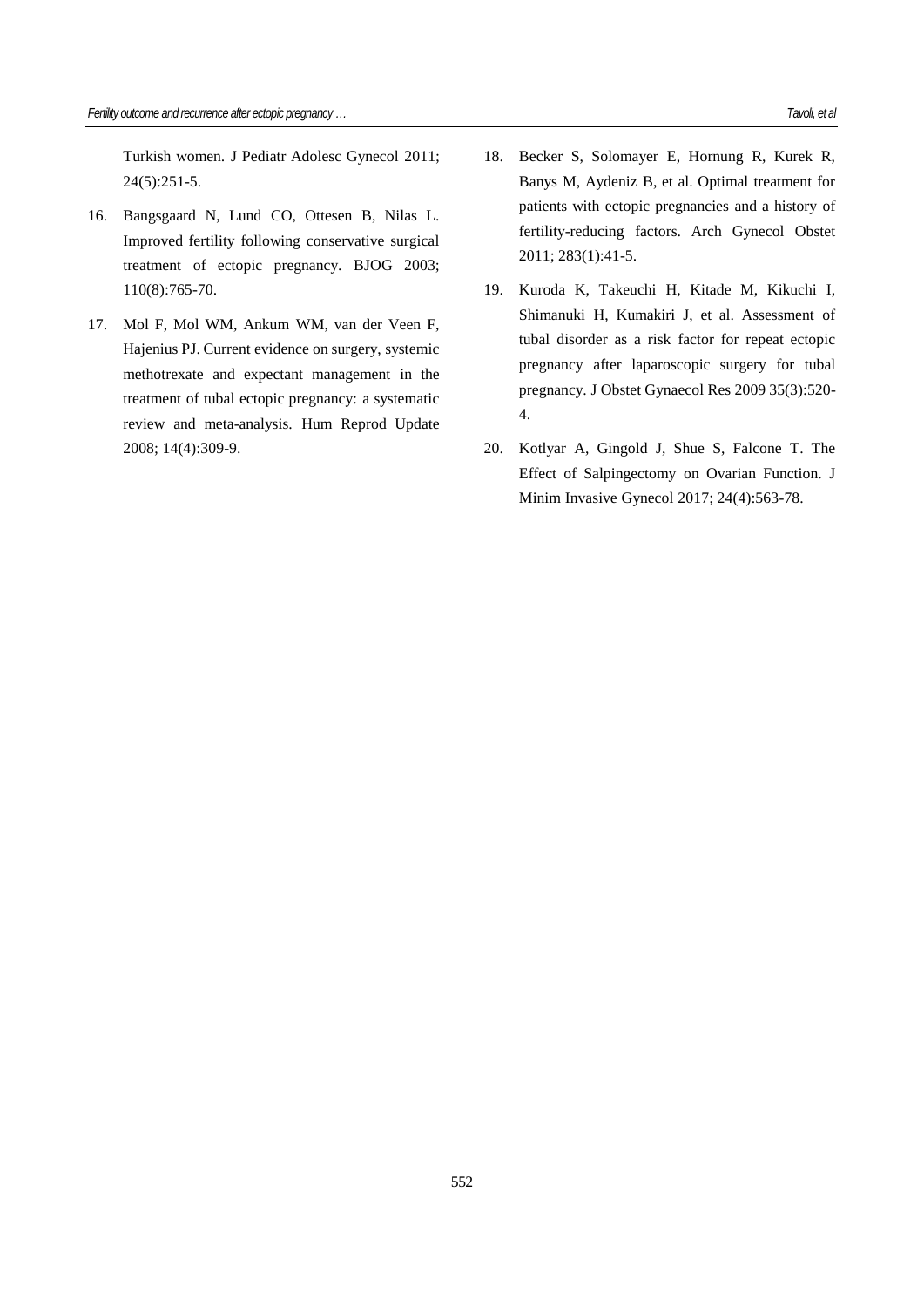Turkish women. J Pediatr Adolesc Gynecol 2011; 24(5):251-5.

16. Bangsgaard N, Lund CO, Ottesen B, Nilas L. Improved fertility following conservative surgical treatment of ectopic pregnancy. BJOG 2003; 110(8):765-70.

17. Mol F, Mol WM, Ankum WM, van der Veen F, Hajenius PJ. Current evidence on surgery, systemic methotrexate and expectant management in the treatment of tubal ectopic pregnancy: a systematic review and meta-analysis. Hum Reprod Update 2008; 14(4):309-9.

18. Becker S, Solomayer E, Hornung R, Kurek R, Banys M, Aydeniz B, et al. Optimal treatment for patients with ectopic pregnancies and a history of fertility-reducing factors. Arch Gynecol Obstet 2011; 283(1):41-5.

19. Kuroda K, Takeuchi H, Kitade M, Kikuchi I, Shimanuki H, Kumakiri J, et al. Assessment of tubal disorder as a risk factor for repeat ectopic pregnancy after laparoscopic surgery for tubal pregnancy. J Obstet Gynaecol Res 2009 35(3):520-4.

20. Kotlyar A, Gingold J, Shue S, Falcone T. The Effect of Salpingectomy on Ovarian Function. J Minim Invasive Gynecol 2017; 24(4):563-78.